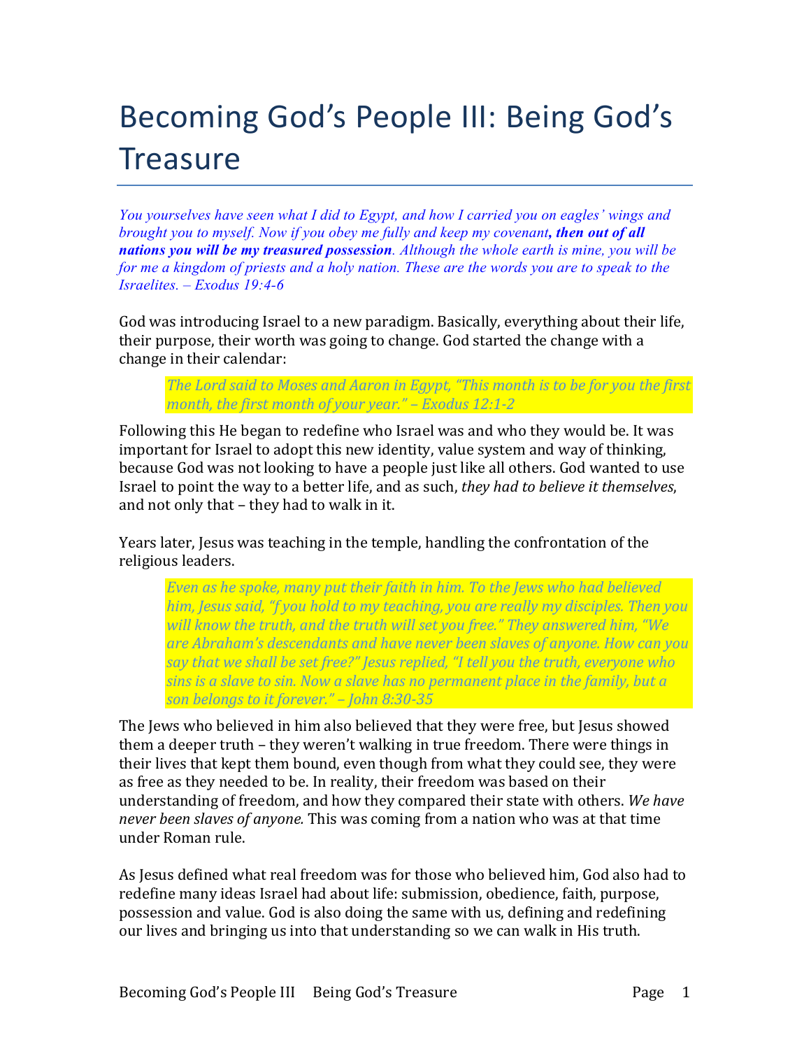# Becoming God's People III: Being God's Treasure

*You yourselves have seen what I did to Egypt, and how I carried you on eagles' wings and brought you to myself. Now if you obey me fully and keep my covenant****, then out of all nations you will be my treasured possession****. Although the whole earth is mine, you will be for me a kingdom of priests and a holy nation. These are the words you are to speak to the Israelites. – Exodus 19:4-6*

God was introducing Israel to a new paradigm. Basically, everything about their life, their purpose, their worth was going to change. God started the change with a change in their calendar:

> *The Lord said to Moses and Aaron in Egypt, "This month is to be for you the first month, the first month of your year." – Exodus 12:1-2*

Following this He began to redefine who Israel was and who they would be. It was important for Israel to adopt this new identity, value system and way of thinking, because God was not looking to have a people just like all others. God wanted to use Israel to point the way to a better life, and as such, *they had to believe it themselves*, and not only that – they had to walk in it.

Years later, Jesus was teaching in the temple, handling the confrontation of the religious leaders.

> *Even as he spoke, many put their faith in him. To the Jews who had believed him, Jesus said, "f you hold to my teaching, you are really my disciples. Then you will know the truth, and the truth will set you free." They answered him, "We are Abraham's descendants and have never been slaves of anyone. How can you say that we shall be set free?" Jesus replied, "I tell you the truth, everyone who sins is a slave to sin. Now a slave has no permanent place in the family, but a son belongs to it forever." – John 8:30-35*

The Jews who believed in him also believed that they were free, but Jesus showed them a deeper truth – they weren't walking in true freedom. There were things in their lives that kept them bound, even though from what they could see, they were as free as they needed to be. In reality, their freedom was based on their understanding of freedom, and how they compared their state with others. *We have never been slaves of anyone.* This was coming from a nation who was at that time under Roman rule.

As Jesus defined what real freedom was for those who believed him, God also had to redefine many ideas Israel had about life: submission, obedience, faith, purpose, possession and value. God is also doing the same with us, defining and redefining our lives and bringing us into that understanding so we can walk in His truth.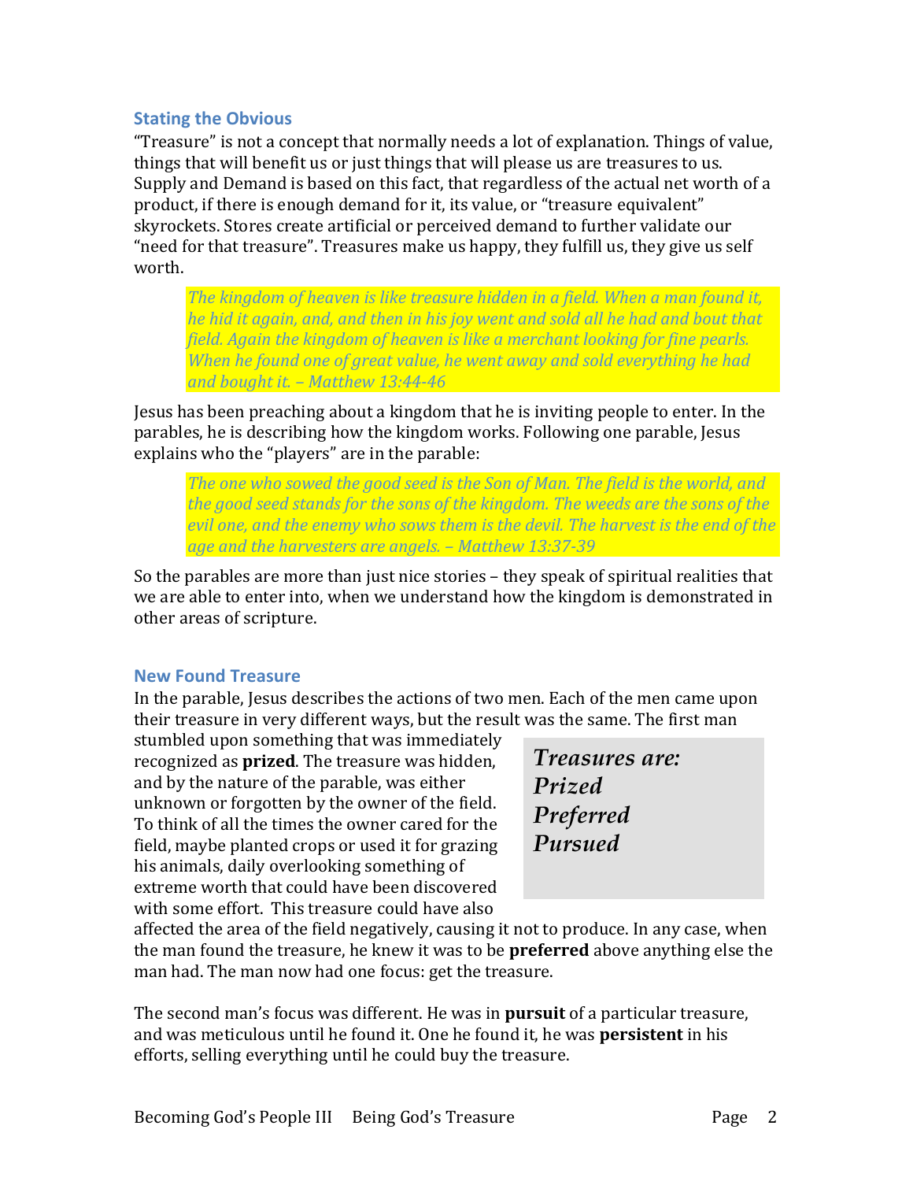## Stating the Obvious

"Treasure" is not a concept that normally needs a lot of explanation. Things of value, things that will benefit us or just things that will please us are treasures to us. Supply and Demand is based on this fact, that regardless of the actual net worth of a product, if there is enough demand for it, its value, or "treasure equivalent" skyrockets. Stores create artificial or perceived demand to further validate our "need for that treasure". Treasures make us happy, they fulfill us, they give us self worth.

> *The kingdom of heaven is like treasure hidden in a field. When a man found it, he hid it again, and, and then in his joy went and sold all he had and bout that field. Again the kingdom of heaven is like a merchant looking for fine pearls. When he found one of great value, he went away and sold everything he had and bought it. – Matthew 13:44-46*

Jesus has been preaching about a kingdom that he is inviting people to enter. In the parables, he is describing how the kingdom works. Following one parable, Jesus explains who the "players" are in the parable:

> *The one who sowed the good seed is the Son of Man. The field is the world, and the good seed stands for the sons of the kingdom. The weeds are the sons of the evil one, and the enemy who sows them is the devil. The harvest is the end of the age and the harvesters are angels. – Matthew 13:37-39*

So the parables are more than just nice stories – they speak of spiritual realities that we are able to enter into, when we understand how the kingdom is demonstrated in other areas of scripture.

## New Found Treasure

In the parable, Jesus describes the actions of two men. Each of the men came upon their treasure in very different ways, but the result was the same. The first man stumbled upon something that was immediately recognized as **prized**. The treasure was hidden, and by the nature of the parable, was either unknown or forgotten by the owner of the field. To think of all the times the owner cared for the field, maybe planted crops or used it for grazing his animals, daily overlooking something of extreme worth that could have been discovered with some effort. This treasure could have also affected the area of the field negatively, causing it not to produce. In any case, when the man found the treasure, he knew it was to be **preferred** above anything else the man had. The man now had one focus: get the treasure.

> ***Treasures are:***
> ***Prized***
> ***Preferred***
> ***Pursued***

The second man's focus was different. He was in **pursuit** of a particular treasure, and was meticulous until he found it. One he found it, he was **persistent** in his efforts, selling everything until he could buy the treasure.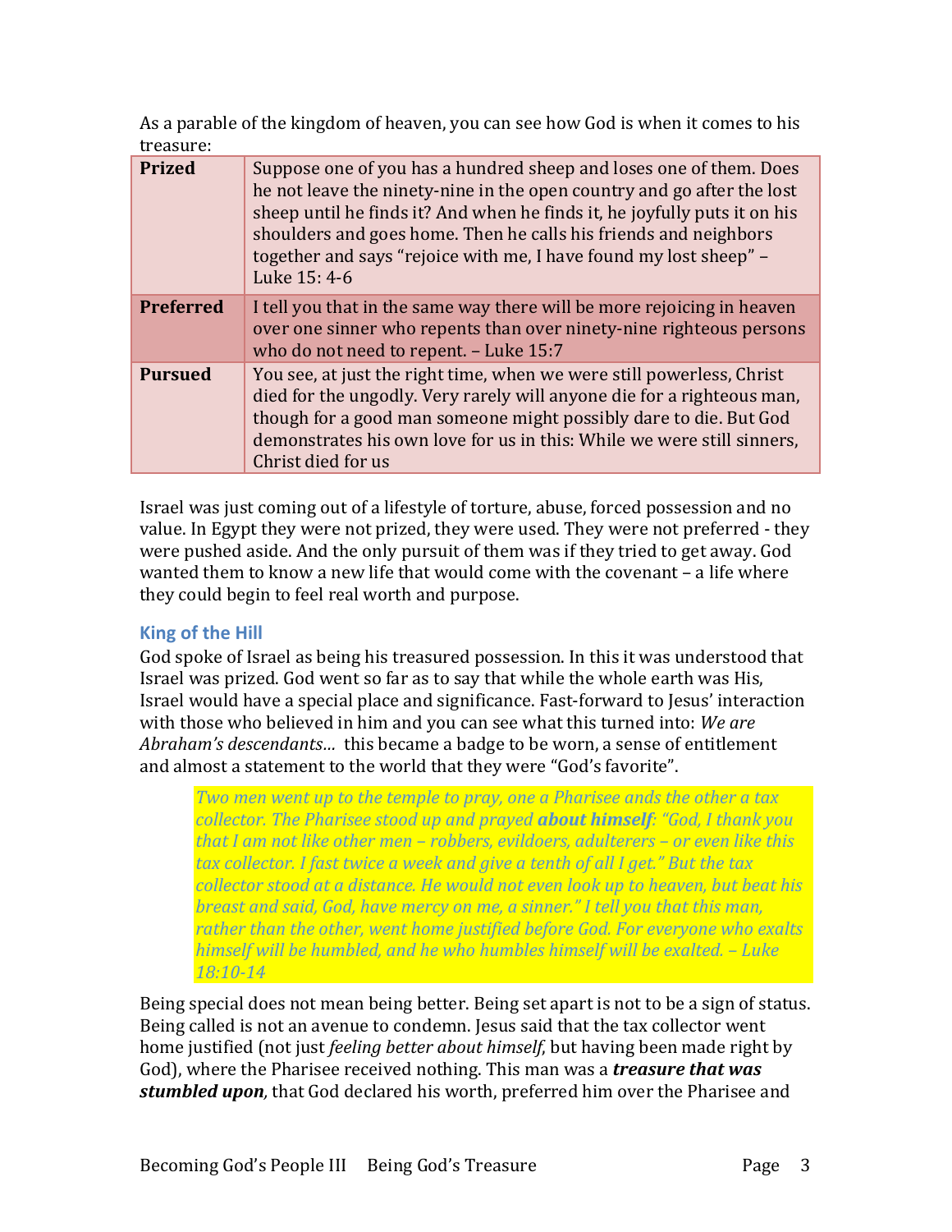As a parable of the kingdom of heaven, you can see how God is when it comes to his treasure:

| **Prized** | Suppose one of you has a hundred sheep and loses one of them. Does he not leave the ninety-nine in the open country and go after the lost sheep until he finds it? And when he finds it, he joyfully puts it on his shoulders and goes home. Then he calls his friends and neighbors together and says "rejoice with me, I have found my lost sheep" – Luke 15: 4-6 |
|---|---|
| **Preferred** | I tell you that in the same way there will be more rejoicing in heaven over one sinner who repents than over ninety-nine righteous persons who do not need to repent. – Luke 15:7 |
| **Pursued** | You see, at just the right time, when we were still powerless, Christ died for the ungodly. Very rarely will anyone die for a righteous man, though for a good man someone might possibly dare to die. But God demonstrates his own love for us in this: While we were still sinners, Christ died for us |

Israel was just coming out of a lifestyle of torture, abuse, forced possession and no value. In Egypt they were not prized, they were used. They were not preferred - they were pushed aside. And the only pursuit of them was if they tried to get away. God wanted them to know a new life that would come with the covenant – a life where they could begin to feel real worth and purpose.

### King of the Hill

God spoke of Israel as being his treasured possession. In this it was understood that Israel was prized. God went so far as to say that while the whole earth was His, Israel would have a special place and significance. Fast-forward to Jesus' interaction with those who believed in him and you can see what this turned into: *We are Abraham's descendants…* this became a badge to be worn, a sense of entitlement and almost a statement to the world that they were "God's favorite".

> *Two men went up to the temple to pray, one a Pharisee ands the other a tax collector. The Pharisee stood up and prayed* ***about himself****: "God, I thank you that I am not like other men – robbers, evildoers, adulterers – or even like this tax collector. I fast twice a week and give a tenth of all I get." But the tax collector stood at a distance. He would not even look up to heaven, but beat his breast and said, God, have mercy on me, a sinner." I tell you that this man, rather than the other, went home justified before God. For everyone who exalts himself will be humbled, and he who humbles himself will be exalted. – Luke 18:10-14*

Being special does not mean being better. Being set apart is not to be a sign of status. Being called is not an avenue to condemn. Jesus said that the tax collector went home justified (not just *feeling better about himself*, but having been made right by God), where the Pharisee received nothing. This man was a ***treasure that was stumbled upon***, that God declared his worth, preferred him over the Pharisee and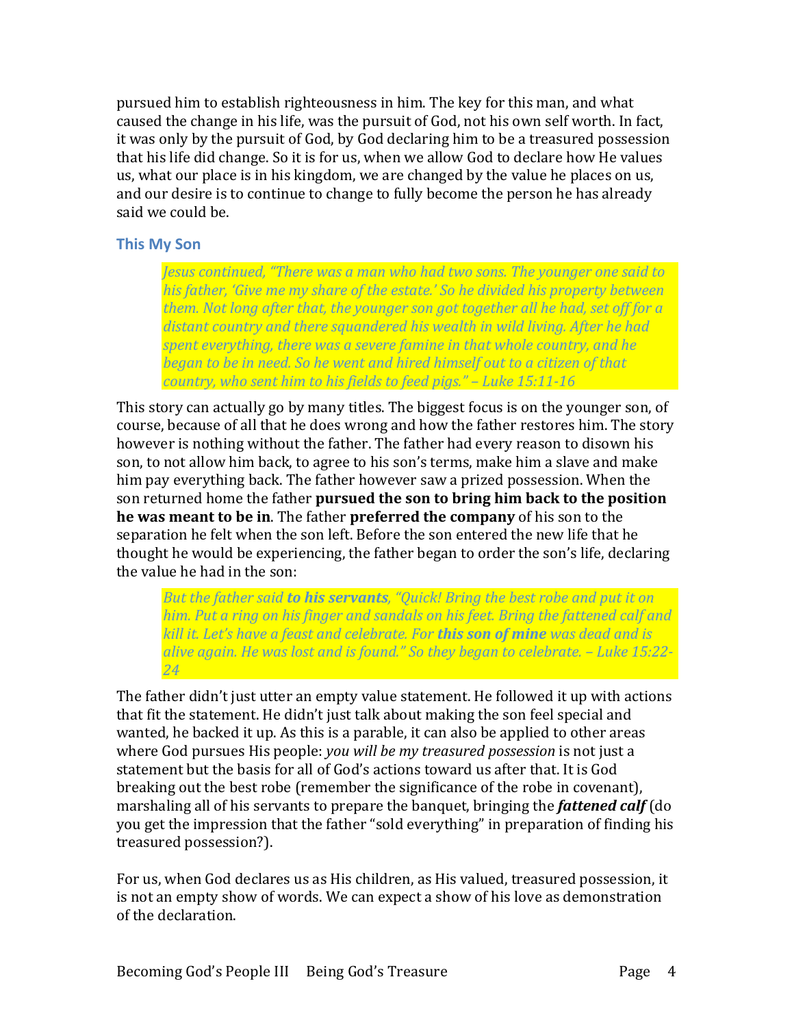pursued him to establish righteousness in him. The key for this man, and what caused the change in his life, was the pursuit of God, not his own self worth. In fact, it was only by the pursuit of God, by God declaring him to be a treasured possession that his life did change. So it is for us, when we allow God to declare how He values us, what our place is in his kingdom, we are changed by the value he places on us, and our desire is to continue to change to fully become the person he has already said we could be.

### This My Son

> *Jesus continued, "There was a man who had two sons. The younger one said to his father, 'Give me my share of the estate.' So he divided his property between them. Not long after that, the younger son got together all he had, set off for a distant country and there squandered his wealth in wild living. After he had spent everything, there was a severe famine in that whole country, and he began to be in need. So he went and hired himself out to a citizen of that country, who sent him to his fields to feed pigs." – Luke 15:11-16*

This story can actually go by many titles. The biggest focus is on the younger son, of course, because of all that he does wrong and how the father restores him. The story however is nothing without the father. The father had every reason to disown his son, to not allow him back, to agree to his son's terms, make him a slave and make him pay everything back. The father however saw a prized possession. When the son returned home the father **pursued the son to bring him back to the position he was meant to be in**. The father **preferred the company** of his son to the separation he felt when the son left. Before the son entered the new life that he thought he would be experiencing, the father began to order the son's life, declaring the value he had in the son:

> *But the father said **to his servants**, "Quick! Bring the best robe and put it on him. Put a ring on his finger and sandals on his feet. Bring the fattened calf and kill it. Let's have a feast and celebrate. For **this son of mine** was dead and is alive again. He was lost and is found." So they began to celebrate. – Luke 15:22-24*

The father didn't just utter an empty value statement. He followed it up with actions that fit the statement. He didn't just talk about making the son feel special and wanted, he backed it up. As this is a parable, it can also be applied to other areas where God pursues His people: *you will be my treasured possession* is not just a statement but the basis for all of God's actions toward us after that. It is God breaking out the best robe (remember the significance of the robe in covenant), marshaling all of his servants to prepare the banquet, bringing the ***fattened calf*** (do you get the impression that the father "sold everything" in preparation of finding his treasured possession?).

For us, when God declares us as His children, as His valued, treasured possession, it is not an empty show of words. We can expect a show of his love as demonstration of the declaration.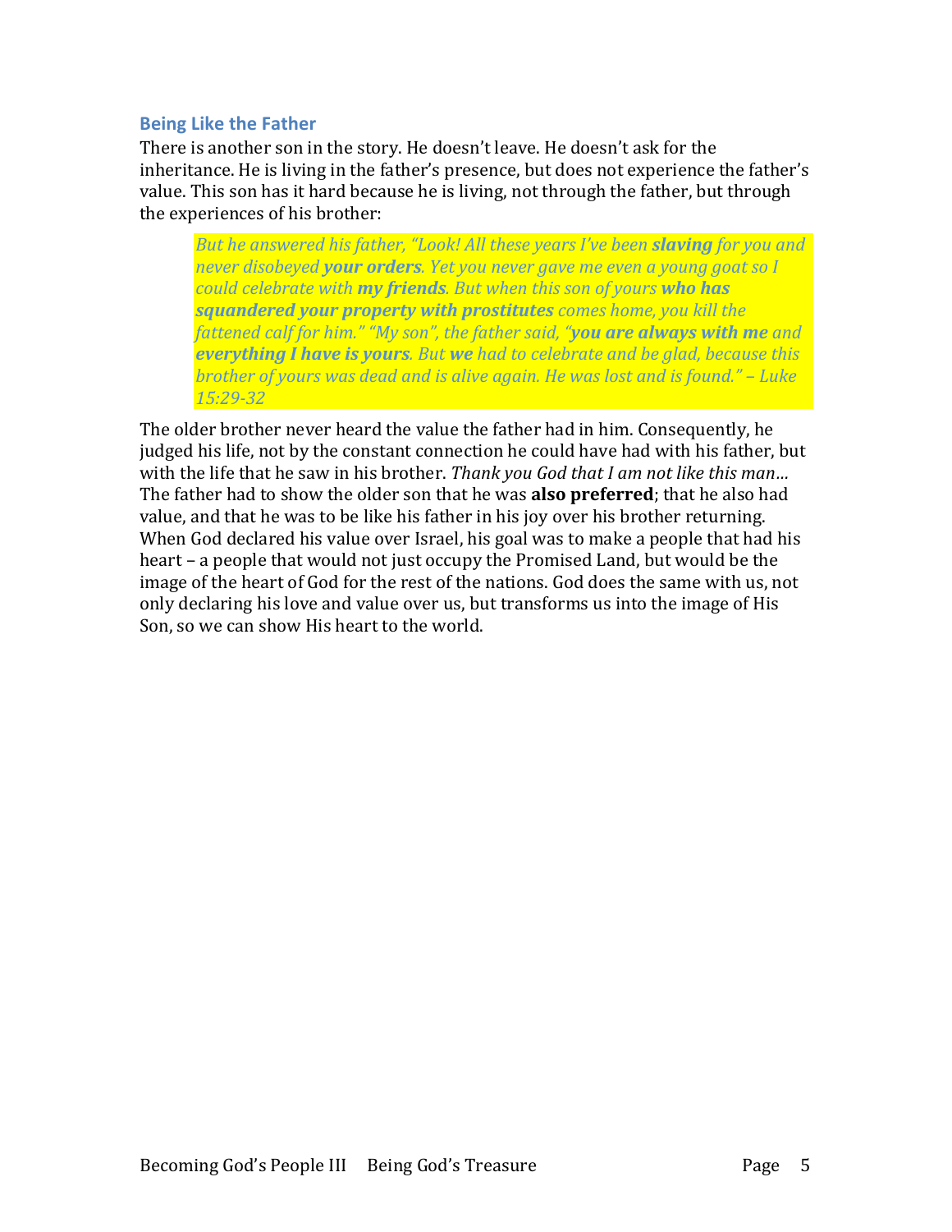### Being Like the Father

There is another son in the story. He doesn't leave. He doesn't ask for the inheritance. He is living in the father's presence, but does not experience the father's value. This son has it hard because he is living, not through the father, but through the experiences of his brother:

> *But he answered his father, "Look! All these years I've been **slaving** for you and never disobeyed **your orders**. Yet you never gave me even a young goat so I could celebrate with **my friends**. But when this son of yours **who has squandered your property with prostitutes** comes home, you kill the fattened calf for him." "My son", the father said, "**you are always with me** and **everything I have is yours**. But **we** had to celebrate and be glad, because this brother of yours was dead and is alive again. He was lost and is found." – Luke 15:29-32*

The older brother never heard the value the father had in him. Consequently, he judged his life, not by the constant connection he could have had with his father, but with the life that he saw in his brother. *Thank you God that I am not like this man…* The father had to show the older son that he was **also preferred**; that he also had value, and that he was to be like his father in his joy over his brother returning. When God declared his value over Israel, his goal was to make a people that had his heart – a people that would not just occupy the Promised Land, but would be the image of the heart of God for the rest of the nations. God does the same with us, not only declaring his love and value over us, but transforms us into the image of His Son, so we can show His heart to the world.